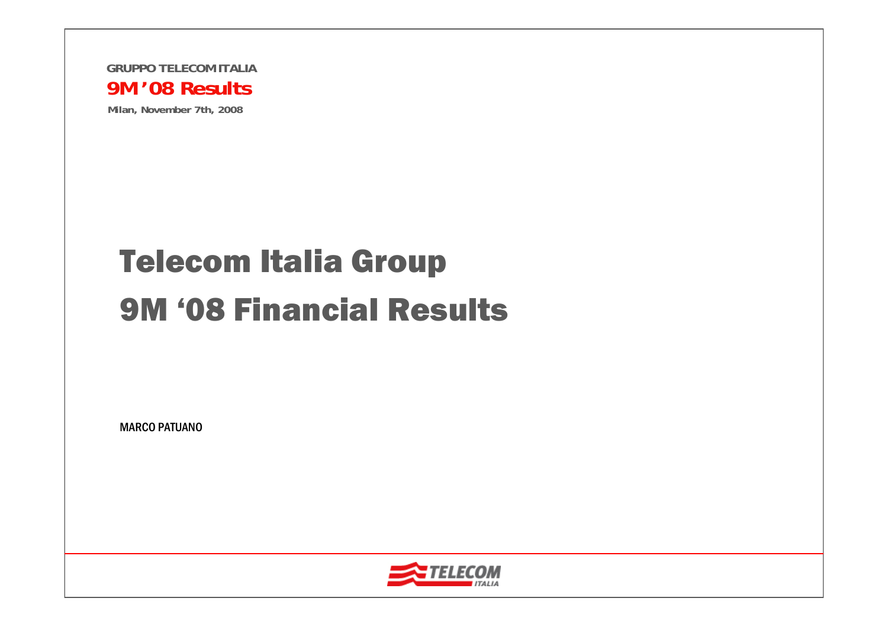GRUPPO TELECOM ITALIA

**9M '08 Results**

Milan, November 7th, 2008

# Telecom Italia Group
# 9M '08 Financial Results

MARCO PATUANO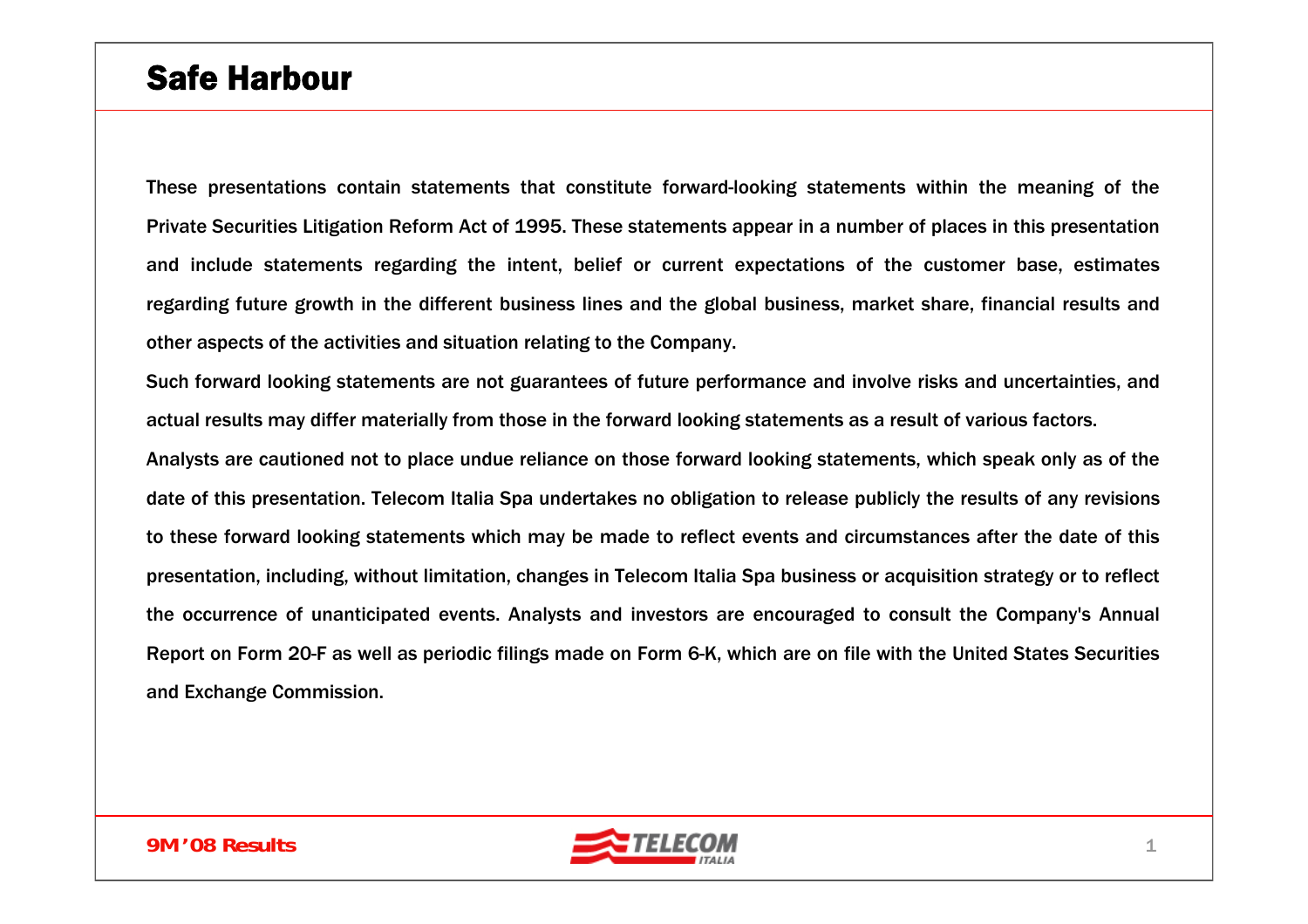# Safe Harbour

These presentations contain statements that constitute forward-looking statements within the meaning of the Private Securities Litigation Reform Act of 1995. These statements appear in a number of places in this presentation and include statements regarding the intent, belief or current expectations of the customer base, estimates regarding future growth in the different business lines and the global business, market share, financial results and other aspects of the activities and situation relating to the Company.

Such forward looking statements are not guarantees of future performance and involve risks and uncertainties, and actual results may differ materially from those in the forward looking statements as a result of various factors.

Analysts are cautioned not to place undue reliance on those forward looking statements, which speak only as of the date of this presentation. Telecom Italia Spa undertakes no obligation to release publicly the results of any revisions to these forward looking statements which may be made to reflect events and circumstances after the date of this presentation, including, without limitation, changes in Telecom Italia Spa business or acquisition strategy or to reflect the occurrence of unanticipated events. Analysts and investors are encouraged to consult the Company's Annual Report on Form 20-F as well as periodic filings made on Form 6-K, which are on file with the United States Securities and Exchange Commission.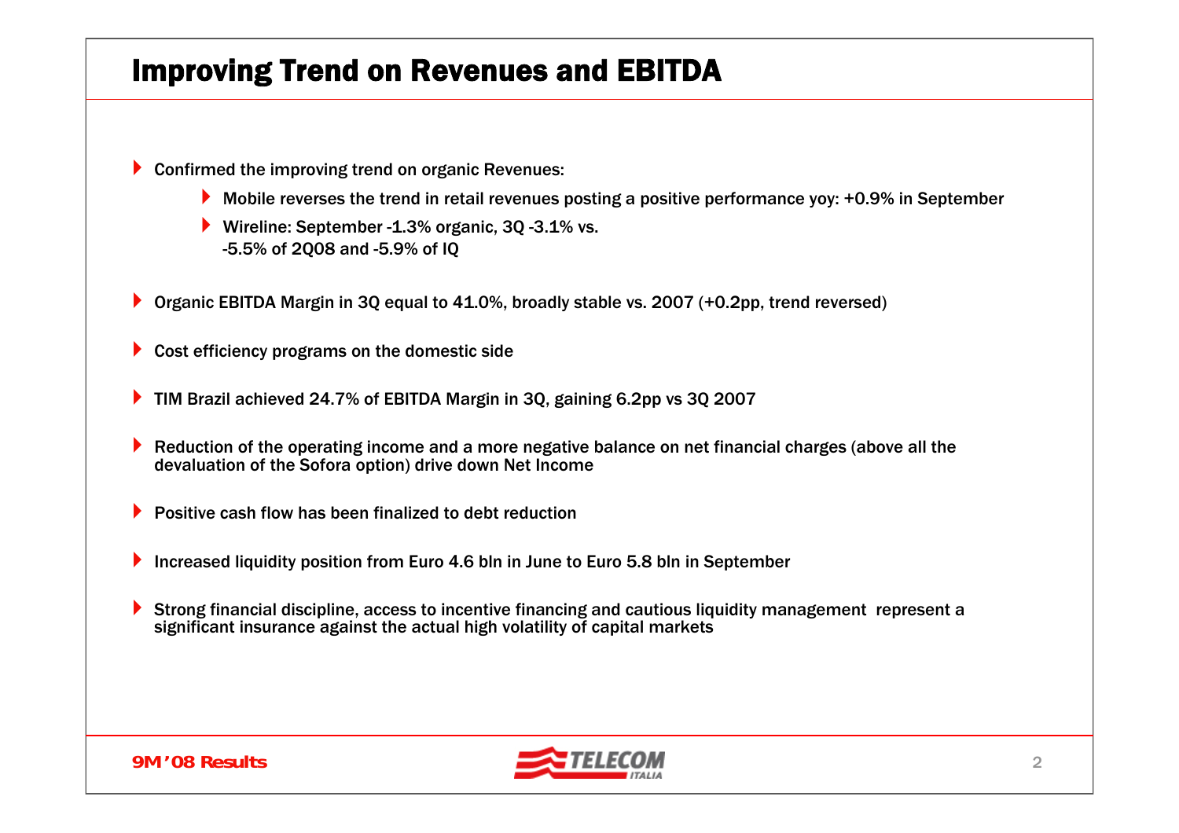# Improving Trend on Revenues and EBITDA

- Confirmed the improving trend on organic Revenues:
  - Mobile reverses the trend in retail revenues posting a positive performance yoy: +0.9% in September
  - Wireline: September -1.3% organic, 3Q -3.1% vs. -5.5% of 2Q08 and -5.9% of IQ
- Organic EBITDA Margin in 3Q equal to 41.0%, broadly stable vs. 2007 (+0.2pp, trend reversed)
- Cost efficiency programs on the domestic side
- TIM Brazil achieved 24.7% of EBITDA Margin in 3Q, gaining 6.2pp vs 3Q 2007
- Reduction of the operating income and a more negative balance on net financial charges (above all the devaluation of the Sofora option) drive down Net Income
- Positive cash flow has been finalized to debt reduction
- Increased liquidity position from Euro 4.6 bln in June to Euro 5.8 bln in September
- Strong financial discipline, access to incentive financing and cautious liquidity management represent a significant insurance against the actual high volatility of capital markets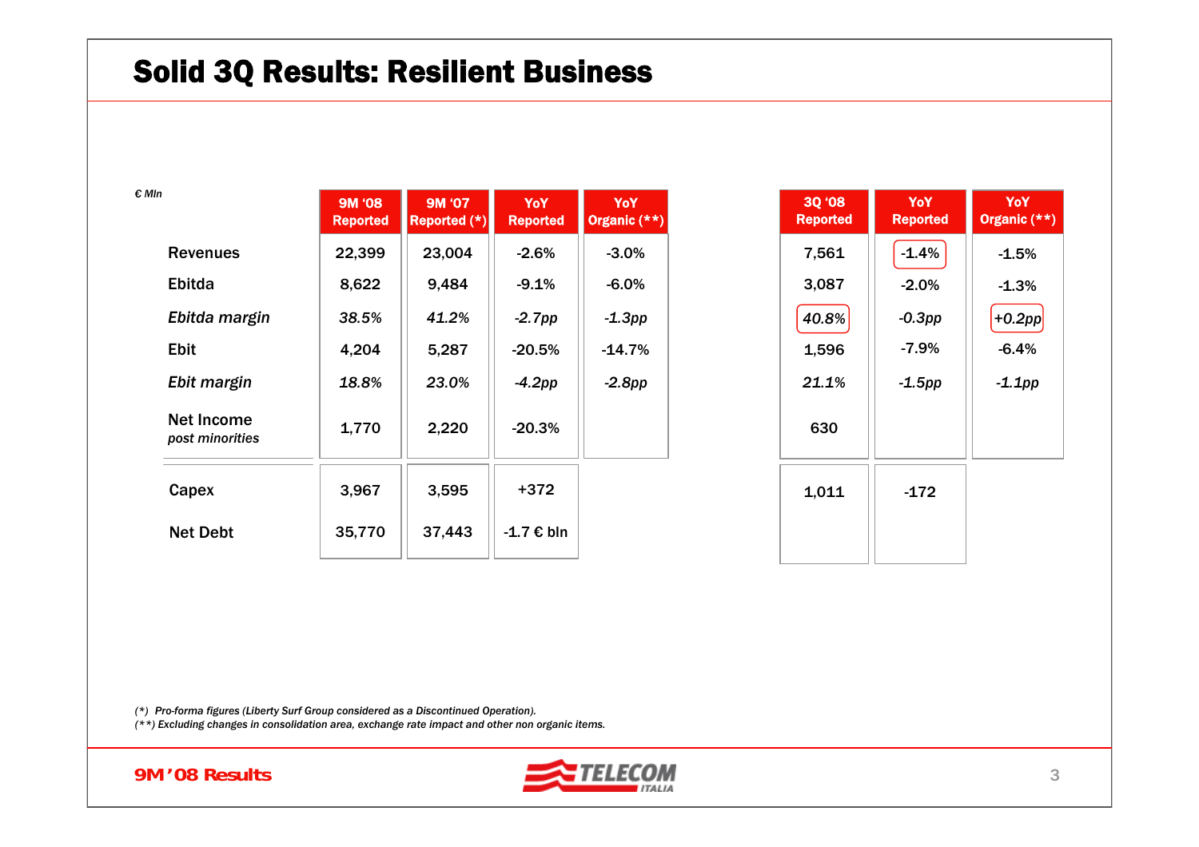# Solid 3Q Results: Resilient Business

*€ Mln*

| | 9M '08 Reported | 9M '07 Reported (*) | YoY Reported | YoY Organic (**) | 3Q '08 Reported | YoY Reported | YoY Organic (**) |
|---|---|---|---|---|---|---|---|
| Revenues | 22,399 | 23,004 | -2.6% | -3.0% | 7,561 | -1.4% | -1.5% |
| Ebitda | 8,622 | 9,484 | -9.1% | -6.0% | 3,087 | -2.0% | -1.3% |
| *Ebitda margin* | *38.5%* | *41.2%* | *-2.7pp* | *-1.3pp* | *40.8%* | *-0.3pp* | *+0.2pp* |
| Ebit | 4,204 | 5,287 | -20.5% | -14.7% | 1,596 | -7.9% | -6.4% |
| *Ebit margin* | *18.8%* | *23.0%* | *-4.2pp* | *-2.8pp* | *21.1%* | *-1.5pp* | *-1.1pp* |
| Net Income *post minorities* | 1,770 | 2,220 | -20.3% | | 630 | | |
| Capex | 3,967 | 3,595 | +372 | | 1,011 | -172 | |
| Net Debt | 35,770 | 37,443 | -1.7 € bln | | | | |

*(*) Pro-forma figures (Liberty Surf Group considered as a Discontinued Operation).*
*(**) Excluding changes in consolidation area, exchange rate impact and other non organic items.*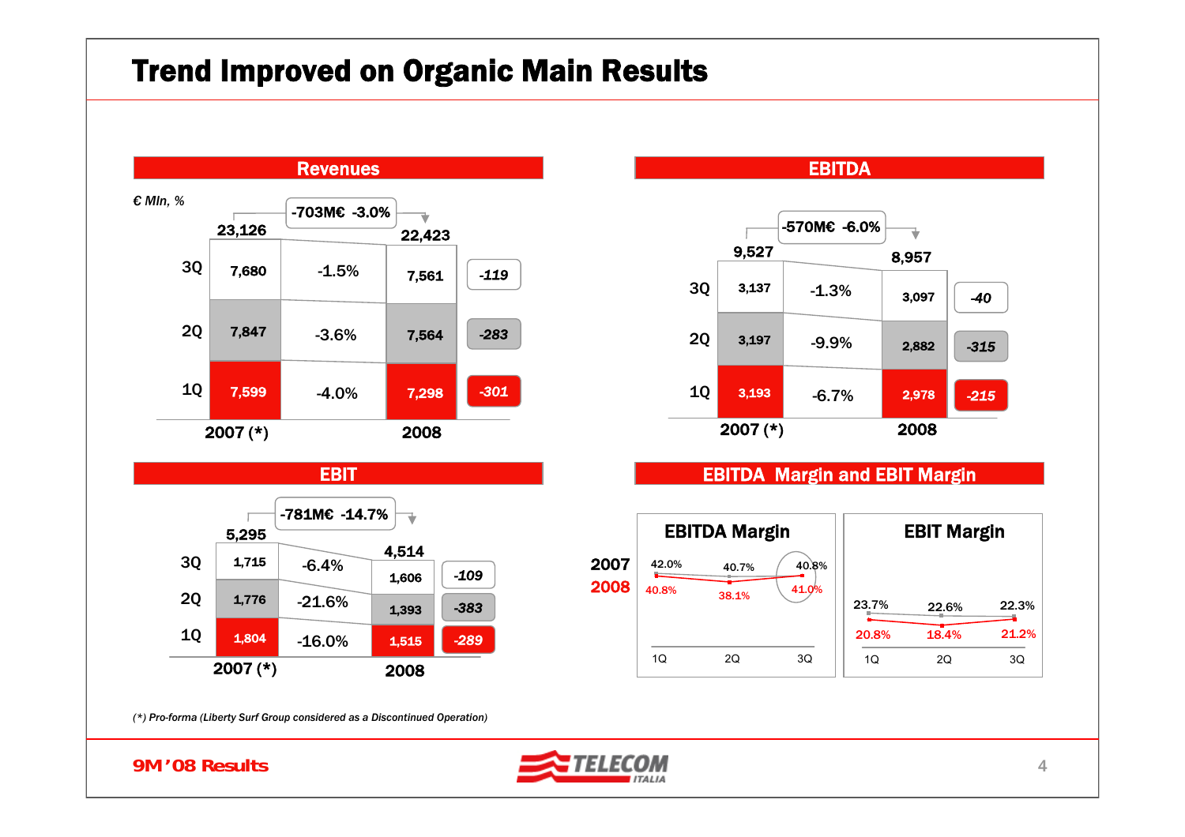# Trend Improved on Organic Main Results

## Revenues

*€ Mln, %*

| | 2007 (*) | Δ % | 2008 | Δ |
|---|---|---|---|---|
| 3Q | 7,680 | -1.5% | 7,561 | -119 |
| 2Q | 7,847 | -3.6% | 7,564 | -283 |
| 1Q | 7,599 | -4.0% | 7,298 | -301 |
| Total | 23,126 | -703M€ -3.0% | 22,423 | |

## EBITDA

| | 2007 (*) | Δ % | 2008 | Δ |
|---|---|---|---|---|
| 3Q | 3,137 | -1.3% | 3,097 | -40 |
| 2Q | 3,197 | -9.9% | 2,882 | -315 |
| 1Q | 3,193 | -6.7% | 2,978 | -215 |
| Total | 9,527 | -570M€ -6.0% | 8,957 | |

## EBIT

| | 2007 (*) | Δ % | 2008 | Δ |
|---|---|---|---|---|
| 3Q | 1,715 | -6.4% | 1,606 | -109 |
| 2Q | 1,776 | -21.6% | 1,393 | -383 |
| 1Q | 1,804 | -16.0% | 1,515 | -289 |
| Total | 5,295 | -781M€ -14.7% | 4,514 | |

## EBITDA Margin and EBIT Margin

**EBITDA Margin**

| | 1Q | 2Q | 3Q |
|---|---|---|---|
| 2007 | 42.0% | 40.7% | 40.8% |
| 2008 | 40.8% | 38.1% | 41.0% |

**EBIT Margin**

| | 1Q | 2Q | 3Q |
|---|---|---|---|
| 2007 | 23.7% | 22.6% | 22.3% |
| 2008 | 20.8% | 18.4% | 21.2% |

*(*) Pro-forma (Liberty Surf Group considered as a Discontinued Operation)*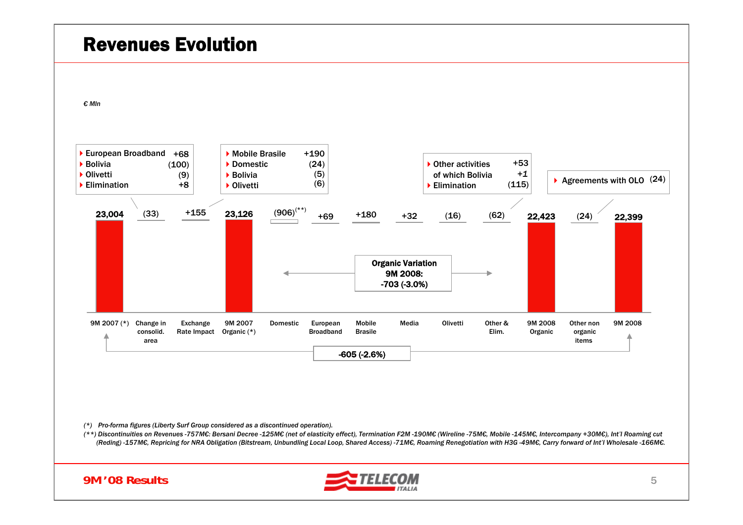# Revenues Evolution

*€ Mln*

- European Broadband +68
- Bolivia (100)
- Olivetti (9)
- Elimination +8

- Mobile Brasile +190
- Domestic (24)
- Bolivia (5)
- Olivetti (6)

- Other activities +53 of which Bolivia +1
- Elimination (115)

- Agreements with OLO (24)

| 9M 2007 (*) | Change in consolid. area | Exchange Rate Impact | 9M 2007 Organic (*) | Domestic | European Broadband | Mobile Brasile | Media | Olivetti | Other & Elim. | 9M 2008 Organic | Other non organic items | 9M 2008 |
|---|---|---|---|---|---|---|---|---|---|---|---|---|
| 23,004 | (33) | +155 | 23,126 | (906)(**) | +69 | +180 | +32 | (16) | (62) | 22,423 | (24) | 22,399 |

**Organic Variation 9M 2008: -703 (-3.0%)**

**-605 (-2.6%)**

*(\*) Pro-forma figures (Liberty Surf Group considered as a discontinued operation).*

*(\*\*) Discontinuities on Revenues -757M€: Bersani Decree -125M€ (net of elasticity effect), Termination F2M -190M€ (Wireline -75M€, Mobile -145M€, Intercompany +30M€), Int'l Roaming cut (Reding) -157M€, Repricing for NRA Obligation (Bitstream, Unbundling Local Loop, Shared Access) -71M€, Roaming Renegotiation with H3G -49M€, Carry forward of Int'l Wholesale -166M€.*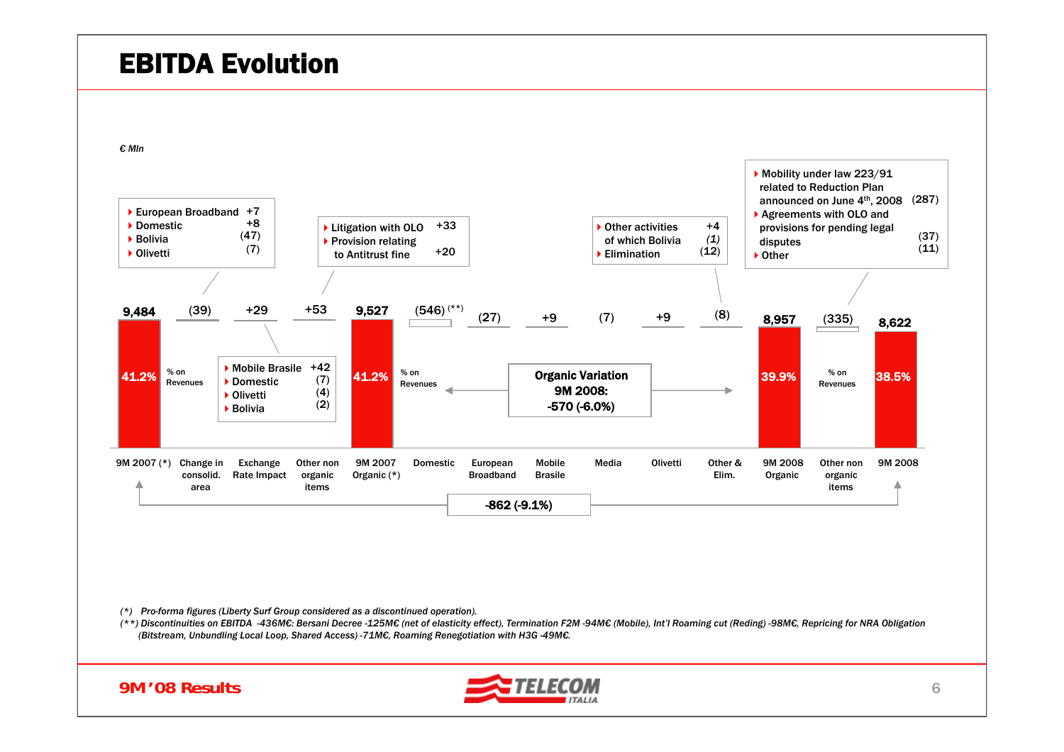# EBITDA Evolution

*€ Mln*

| | 9M 2007 (*) | Change in consolid. area | Exchange Rate Impact | Other non organic items | 9M 2007 Organic (*) | Domestic | European Broadband | Mobile Brasile | Media | Olivetti | Other & Elim. | 9M 2008 Organic | Other non organic items | 9M 2008 |
|---|---|---|---|---|---|---|---|---|---|---|---|---|---|---|
| Value | 9,484 | (39) | +29 | +53 | 9,527 | (546) (**) | (27) | +9 | (7) | +9 | (8) | 8,957 | (335) | 8,622 |
| % on Revenues | 41.2% | | | | 41.2% | | | | | | | 39.9% | | 38.5% |

**Change in consolid. area (39):**
- European Broadband +7
- Domestic +8
- Bolivia (47)
- Olivetti (7)

**Exchange Rate Impact +29:**
- Mobile Brasile +42
- Domestic (7)
- Olivetti (4)
- Bolivia (2)

**Other non organic items +53:**
- Litigation with OLO +33
- Provision relating to Antitrust fine +20

**Other & Elim. (8):**
- Other activities +4
  of which Bolivia *(1)*
- Elimination (12)

**Other non organic items (335):**
- Mobility under law 223/91 related to Reduction Plan announced on June 4th, 2008 (287)
- Agreements with OLO and provisions for pending legal disputes (37)
- Other (11)

**Organic Variation 9M 2008: -570 (-6.0%)**

**-862 (-9.1%)**

*(\*) Pro-forma figures (Liberty Surf Group considered as a discontinued operation).*

*(\*\*) Discontinuities on EBITDA -436M€: Bersani Decree -125M€ (net of elasticity effect), Termination F2M -94M€ (Mobile), Int'l Roaming cut (Reding) -98M€, Repricing for NRA Obligation (Bitstream, Unbundling Local Loop, Shared Access) -71M€, Roaming Renegotiation with H3G -49M€.*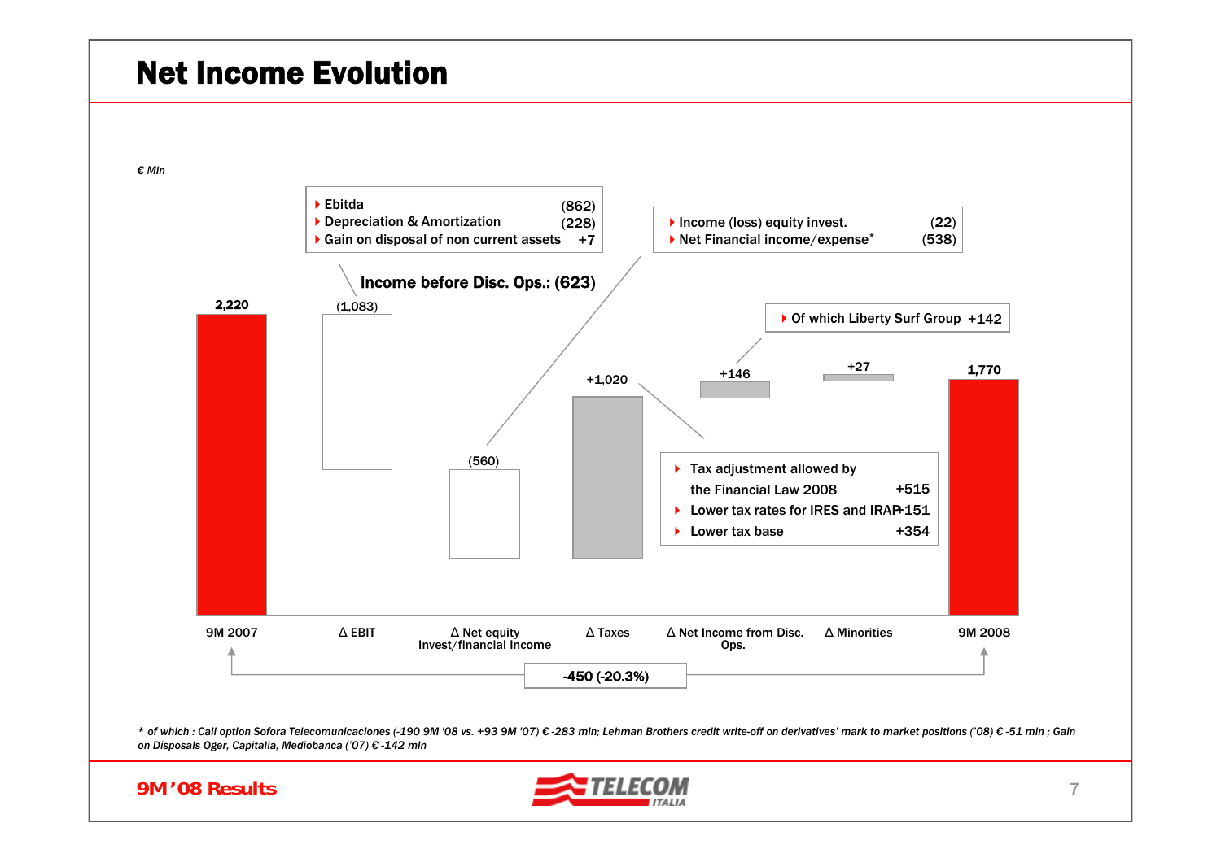# Net Income Evolution

*€ Mln*

| | 9M 2007 | Δ EBIT | Δ Net equity Invest/financial Income | Δ Taxes | Δ Net Income from Disc. Ops. | Δ Minorities | 9M 2008 |
|---|---|---|---|---|---|---|---|
| Value | 2,220 | (1,083) | (560) | +1,020 | +146 | +27 | 1,770 |

- Ebitda (862)
- Depreciation & Amortization (228)
- Gain on disposal of non current assets +7

**Income before Disc. Ops.: (623)**

- Income (loss) equity invest. (22)
- Net Financial income/expense* (538)

- Of which Liberty Surf Group +142

- Tax adjustment allowed by the Financial Law 2008 +515
- Lower tax rates for IRES and IRAP +151
- Lower tax base +354

9M 2007 → 9M 2008: **-450 (-20.3%)**

*\* of which : Call option Sofora Telecomunicaciones (-190 9M '08 vs. +93 9M '07) € -283 mln; Lehman Brothers credit write-off on derivatives' mark to market positions ('08) € -51 mln ; Gain on Disposals Oger, Capitalia, Mediobanca ('07) € -142 mln*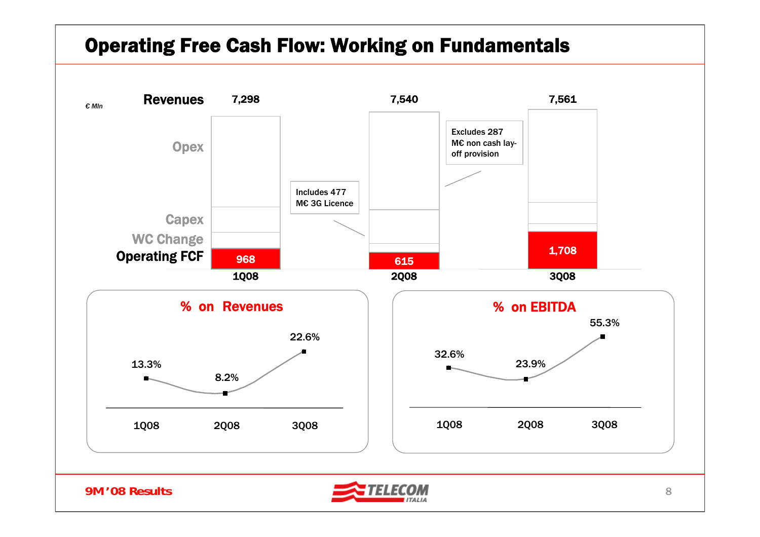# Operating Free Cash Flow: Working on Fundamentals

*€ Mln*

| | 1Q08 | 2Q08 | 3Q08 |
|---|---|---|---|
| Revenues | 7,298 | 7,540 | 7,561 |
| Operating FCF | 968 | 615 | 1,708 |

Chart components: Opex, Capex, WC Change, Operating FCF

- Includes 477 M€ 3G Licence
- Excludes 287 M€ non cash lay-off provision

## % on Revenues

| 1Q08 | 2Q08 | 3Q08 |
|---|---|---|
| 13.3% | 8.2% | 22.6% |

## % on EBITDA

| 1Q08 | 2Q08 | 3Q08 |
|---|---|---|
| 32.6% | 23.9% | 55.3% |

9M'08 Results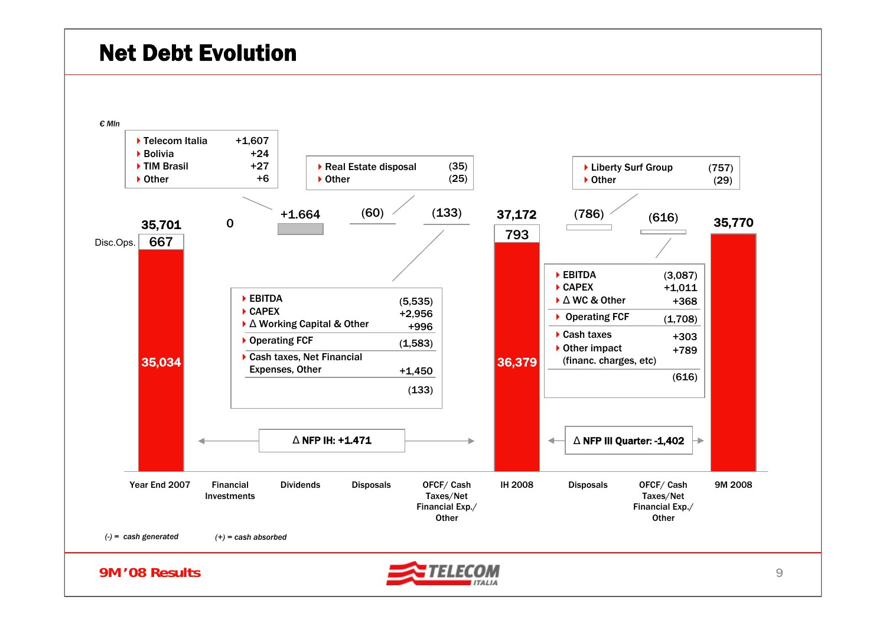# Net Debt Evolution

*€ Mln*

| | Year End 2007 | Financial Investments | Dividends | Disposals | OFCF/ Cash Taxes/Net Financial Exp./ Other | IH 2008 | Disposals | OFCF/ Cash Taxes/Net Financial Exp./ Other | 9M 2008 |
|---|---|---|---|---|---|---|---|---|---|
| Total | 35,701 | 0 | +1.664 | (60) | (133) | 37,172 | (786) | (616) | 35,770 |
| Disc.Ops. | 667 | | | | | 793 | | | |
| | 35,034 | | | | | 36,379 | | | |

**Dividends:**

| | |
|---|---|
| Telecom Italia | +1,607 |
| Bolivia | +24 |
| TIM Brasil | +27 |
| Other | +6 |

**Disposals (1H):**

| | |
|---|---|
| Real Estate disposal | (35) |
| Other | (25) |

**OFCF/ Cash Taxes/Net Financial Exp./ Other (1H):**

| | |
|---|---|
| EBITDA | (5,535) |
| CAPEX | +2,956 |
| Δ Working Capital & Other | +996 |
| Operating FCF | (1,583) |
| Cash taxes, Net Financial Expenses, Other | +1,450 |
| | (133) |

**Disposals (III Quarter):**

| | |
|---|---|
| Liberty Surf Group | (757) |
| Other | (29) |

**OFCF/ Cash Taxes/Net Financial Exp./ Other (III Quarter):**

| | |
|---|---|
| EBITDA | (3,087) |
| CAPEX | +1,011 |
| Δ WC & Other | +368 |
| Operating FCF | (1,708) |
| Cash taxes | +303 |
| Other impact (financ. charges, etc) | +789 |
| | (616) |

**Δ NFP IH: +1.471**

**Δ NFP III Quarter: -1,402**

*(-) = cash generated* *(+) = cash absorbed*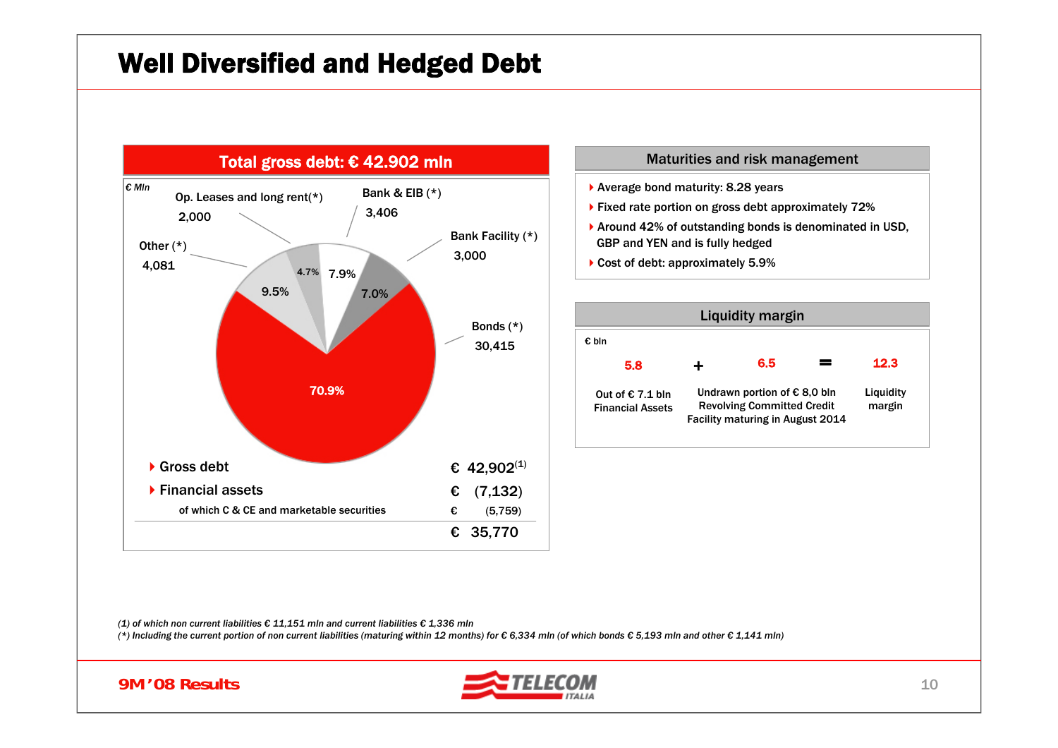# Well Diversified and Hedged Debt

## Total gross debt: € 42.902 mln

€ Mln

| Component | € Mln | % |
|---|---|---|
| Bonds (*) | 30,415 | 70.9% |
| Other (*) | 4,081 | 9.5% |
| Op. Leases and long rent(*) | 2,000 | 4.7% |
| Bank & EIB (*) | 3,406 | 7.9% |
| Bank Facility (*) | 3,000 | 7.0% |

| | |
|---|---|
| Gross debt | € 42,902[(1)] |
| Financial assets | € (7,132) |
| of which C & CE and marketable securities | € (5,759) |
| | € 35,770 |

## Maturities and risk management

- Average bond maturity: 8.28 years
- Fixed rate portion on gross debt approximately 72%
- Around 42% of outstanding bonds is denominated in USD, GBP and YEN and is fully hedged
- Cost of debt: approximately 5.9%

## Liquidity margin

€ bln

| 5.8 | + | 6.5 | = | 12.3 |
|---|---|---|---|---|
| Out of € 7.1 bln Financial Assets | | Undrawn portion of € 8,0 bln Revolving Committed Credit Facility maturing in August 2014 | | Liquidity margin |

*(1) of which non current liabilities € 11,151 mln and current liabilities € 1,336 mln*

*(\*) Including the current portion of non current liabilities (maturing within 12 months) for € 6,334 mln (of which bonds € 5,193 mln and other € 1,141 mln)*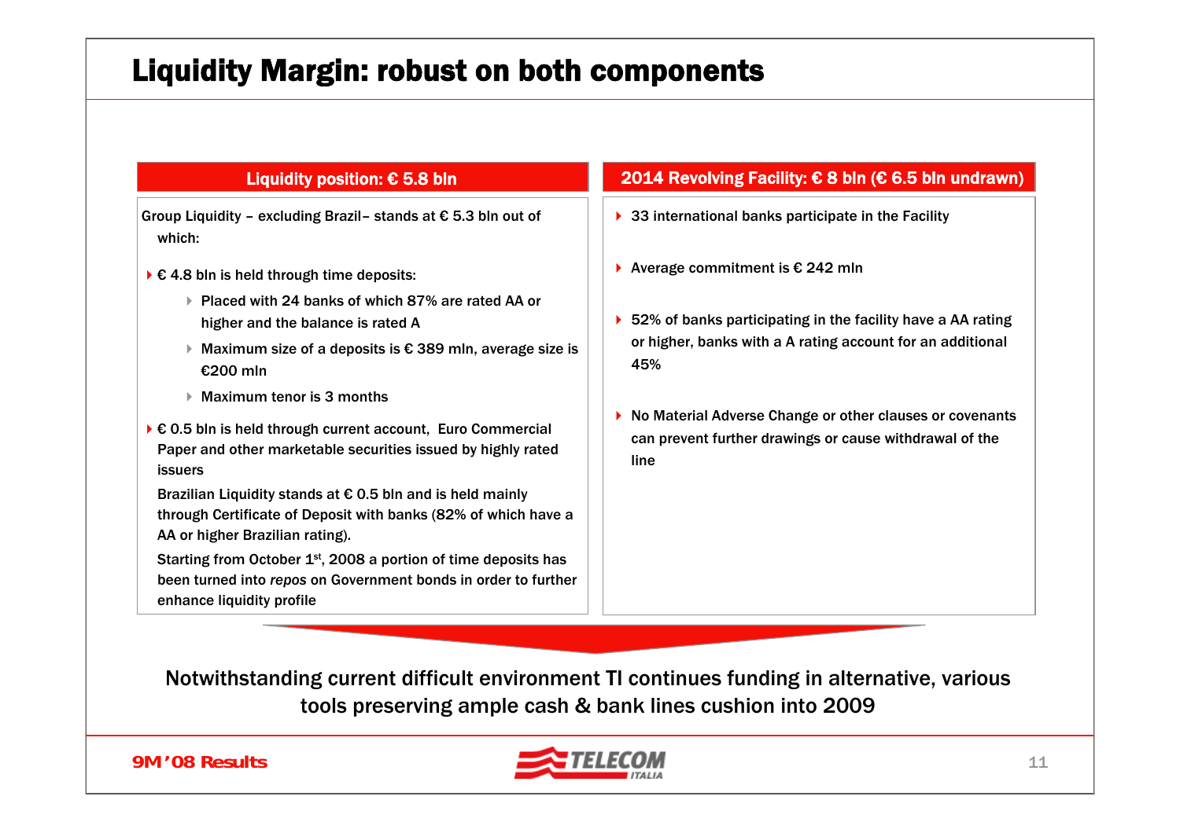# Liquidity Margin: robust on both components

## Liquidity position: € 5.8 bln

Group Liquidity – excluding Brazil– stands at € 5.3 bln out of which:

- € 4.8 bln is held through time deposits:
  - Placed with 24 banks of which 87% are rated AA or higher and the balance is rated A
  - Maximum size of a deposits is € 389 mln, average size is €200 mln
  - Maximum tenor is 3 months
- € 0.5 bln is held through current account, Euro Commercial Paper and other marketable securities issued by highly rated issuers

Brazilian Liquidity stands at € 0.5 bln and is held mainly through Certificate of Deposit with banks (82% of which have a AA or higher Brazilian rating).

Starting from October 1st, 2008 a portion of time deposits has been turned into *repos* on Government bonds in order to further enhance liquidity profile

## 2014 Revolving Facility: € 8 bln (€ 6.5 bln undrawn)

- 33 international banks participate in the Facility
- Average commitment is € 242 mln
- 52% of banks participating in the facility have a AA rating or higher, banks with a A rating account for an additional 45%
- No Material Adverse Change or other clauses or covenants can prevent further drawings or cause withdrawal of the line

Notwithstanding current difficult environment TI continues funding in alternative, various tools preserving ample cash & bank lines cushion into 2009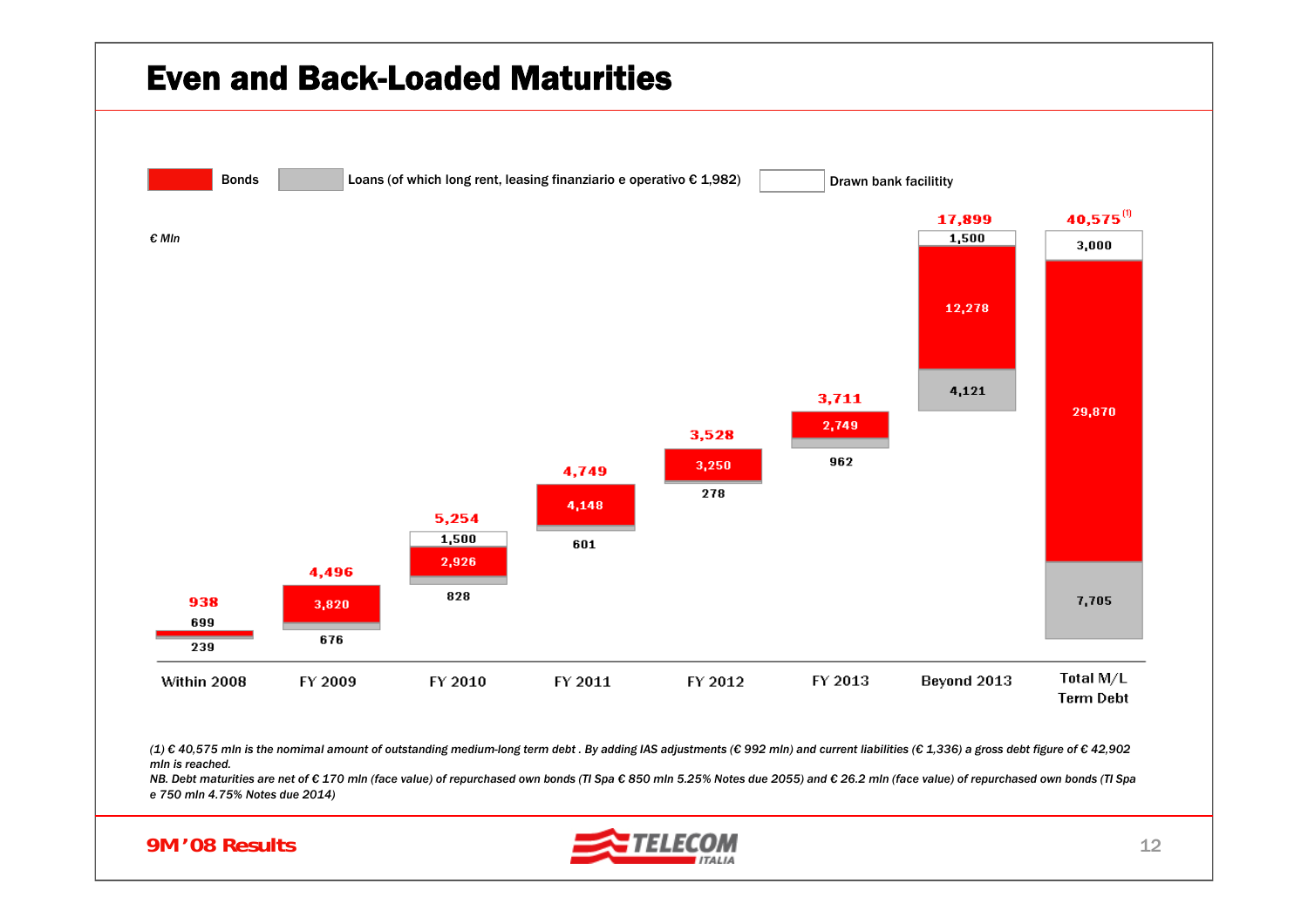# Even and Back-Loaded Maturities

€ Mln

| | Within 2008 | FY 2009 | FY 2010 | FY 2011 | FY 2012 | FY 2013 | Beyond 2013 | Total M/L Term Debt |
|---|---|---|---|---|---|---|---|---|
| Drawn bank facility | | | 1,500 | | | | 1,500 | 3,000 |
| Bonds | 699 | 3,820 | 2,926 | 4,148 | 3,250 | 2,749 | 12,278 | 29,870 |
| Loans (of which long rent, leasing finanziario e operativo € 1,982) | 239 | 676 | 828 | 601 | 278 | 962 | 4,121 | 7,705 |
| Total | 938 | 4,496 | 5,254 | 4,749 | 3,528 | 3,711 | 17,899 | 40,575 [1] |

*(1) € 40,575 mln is the nomimal amount of outstanding medium-long term debt . By adding IAS adjustments (€ 992 mln) and current liabilities (€ 1,336) a gross debt figure of € 42,902 mln is reached.*

*NB. Debt maturities are net of € 170 mln (face value) of repurchased own bonds (TI Spa € 850 mln 5.25% Notes due 2055) and € 26.2 mln (face value) of repurchased own bonds (TI Spa e 750 mln 4.75% Notes due 2014)*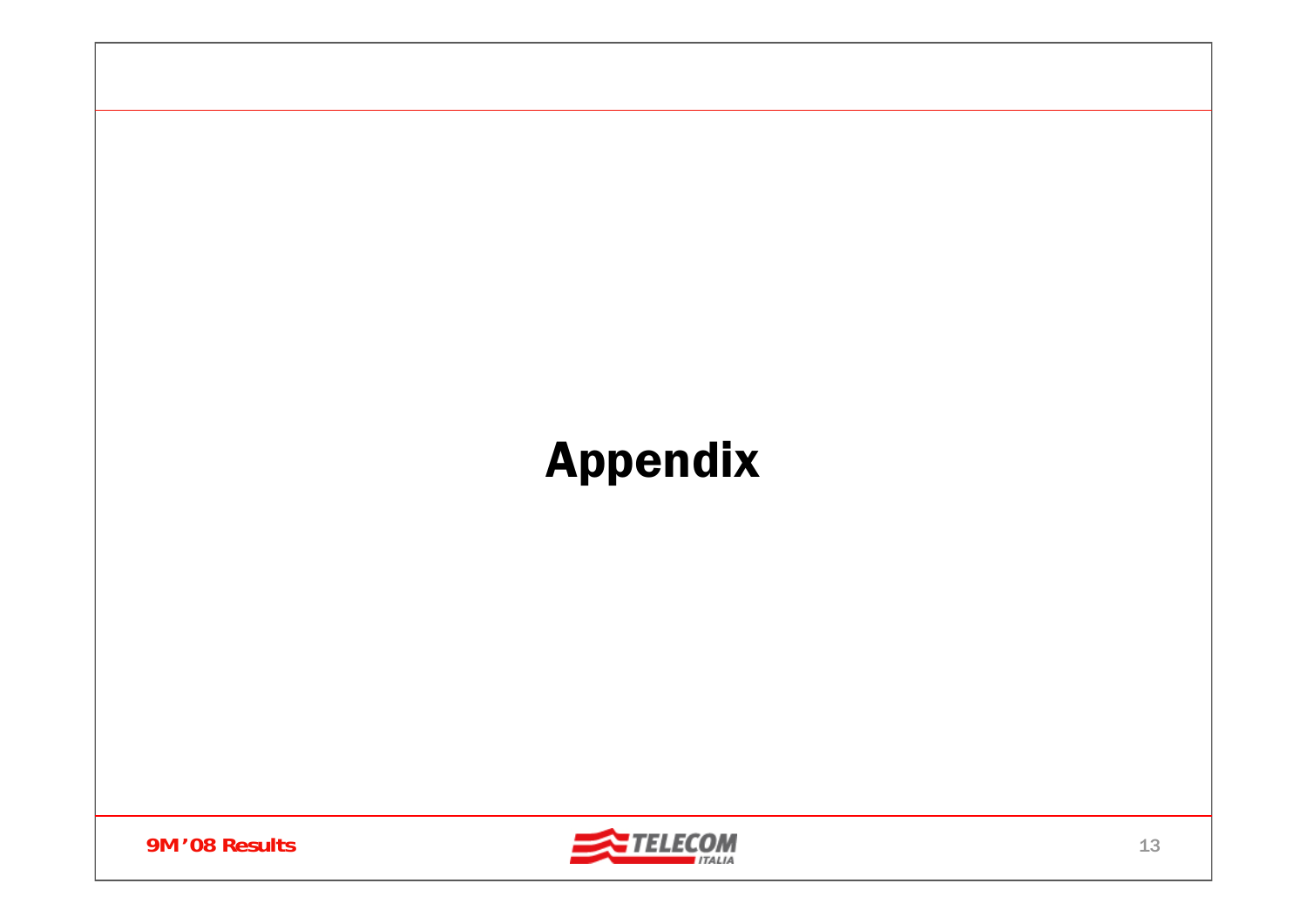# Appendix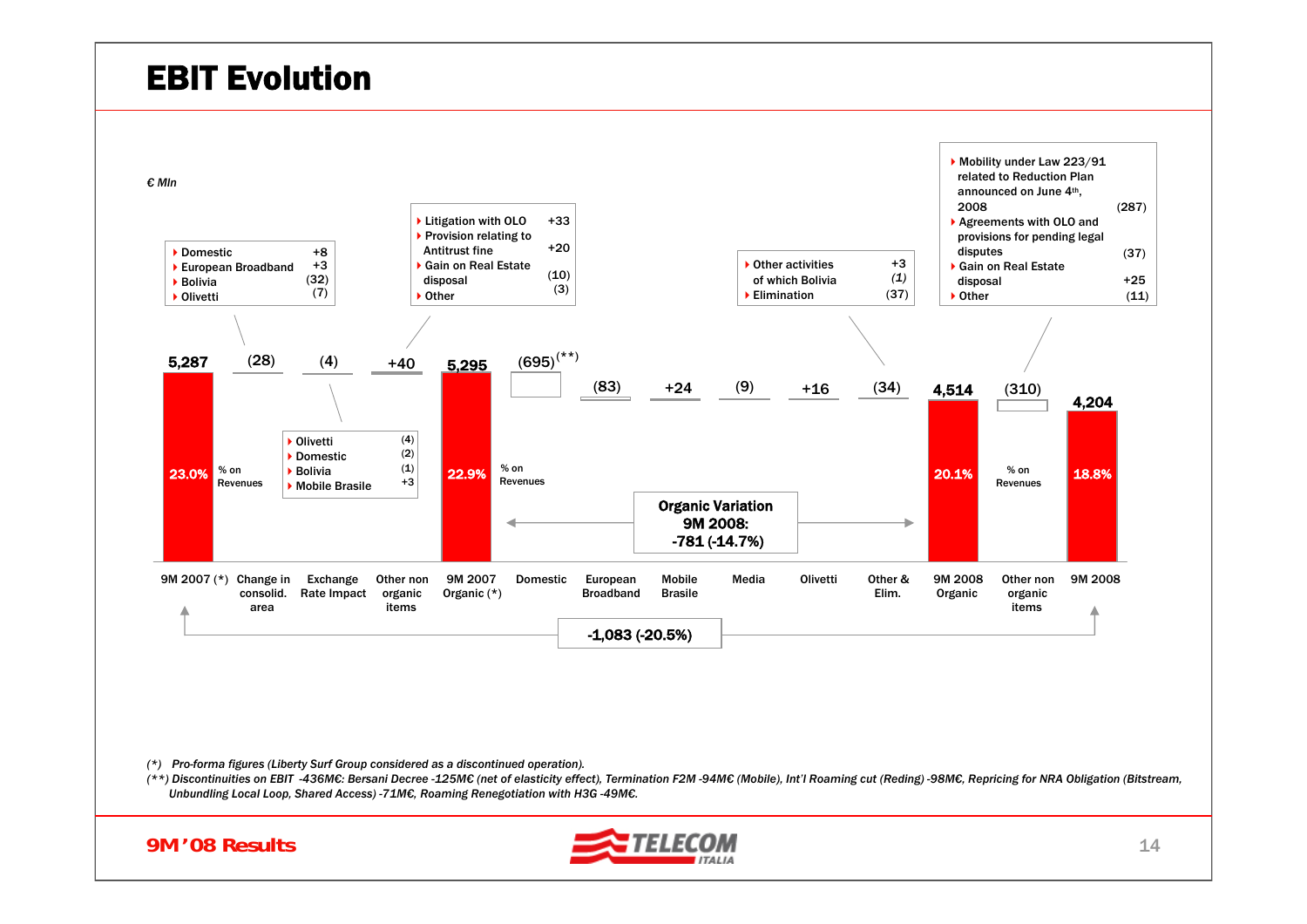# EBIT Evolution

€ Mln

| | 9M 2007 (*) | Change in consolid. area | Exchange Rate Impact | Other non organic items | 9M 2007 Organic (*) | Domestic | European Broadband | Mobile Brasile | Media | Olivetti | Other & Elim. | 9M 2008 Organic | Other non organic items | 9M 2008 |
|---|---|---|---|---|---|---|---|---|---|---|---|---|---|---|
| EBIT | 5,287 | (28) | (4) | +40 | 5,295 | (695)(**) | (83) | +24 | (9) | +16 | (34) | 4,514 | (310) | 4,204 |
| % on Revenues | 23.0% | | | | 22.9% | | | | | | | 20.1% | | 18.8% |

**Change in consolid. area (28):**
- Domestic +8
- European Broadband +3
- Bolivia (32)
- Olivetti (7)

**Exchange Rate Impact (4):**
- Olivetti (4)
- Domestic (2)
- Bolivia (1)
- Mobile Brasile +3

**Other non organic items 9M 2007 (+40):**
- Litigation with OLO +33
- Provision relating to Antitrust fine +20
- Gain on Real Estate disposal (10)
- Other (3)

**Other & Elim. (34):**
- Other activities +3
  of which Bolivia (1)
- Elimination (37)

**Other non organic items 9M 2008 (310):**
- Mobility under Law 223/91 related to Reduction Plan announced on June 4th, 2008 (287)
- Agreements with OLO and provisions for pending legal disputes (37)
- Gain on Real Estate disposal +25
- Other (11)

**Organic Variation 9M 2008: -781 (-14.7%)**

**Total variation 9M 2007 – 9M 2008: -1,083 (-20.5%)**

*(\*) Pro-forma figures (Liberty Surf Group considered as a discontinued operation).*

*(\*\*) Discontinuities on EBIT -436M€: Bersani Decree -125M€ (net of elasticity effect), Termination F2M -94M€ (Mobile), Int'l Roaming cut (Reding) -98M€, Repricing for NRA Obligation (Bitstream, Unbundling Local Loop, Shared Access) -71M€, Roaming Renegotiation with H3G -49M€.*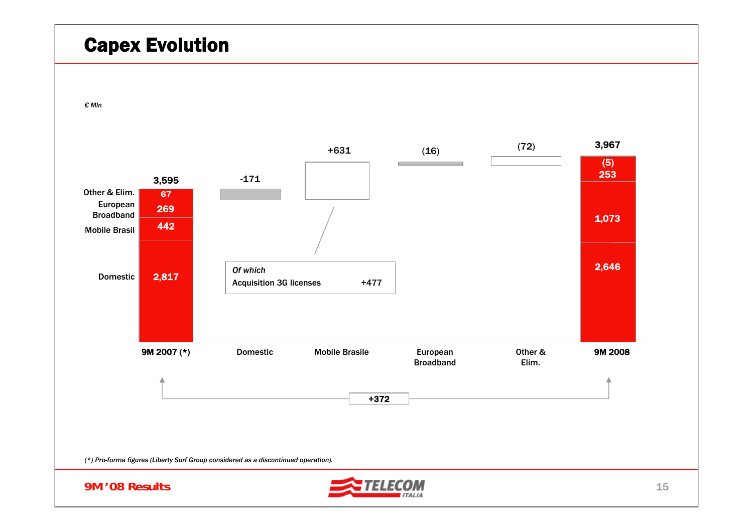# Capex Evolution

*€ Mln*

| | 9M 2007 (*) | Domestic | Mobile Brasile | European Broadband | Other & Elim. | 9M 2008 |
|---|---|---|---|---|---|---|
| Total | 3,595 | -171 | +631 | (16) | (72) | 3,967 |
| Other & Elim. | 67 | | | | | (5) |
| European Broadband | 269 | | | | | 253 |
| Mobile Brasil | 442 | | | | | 1,073 |
| Domestic | 2,817 | | | | | 2,646 |

*Of which*
Acquisition 3G licenses +477

9M 2007 (*) → 9M 2008: **+372**

*(*) Pro-forma figures (Liberty Surf Group considered as a discontinued operation).*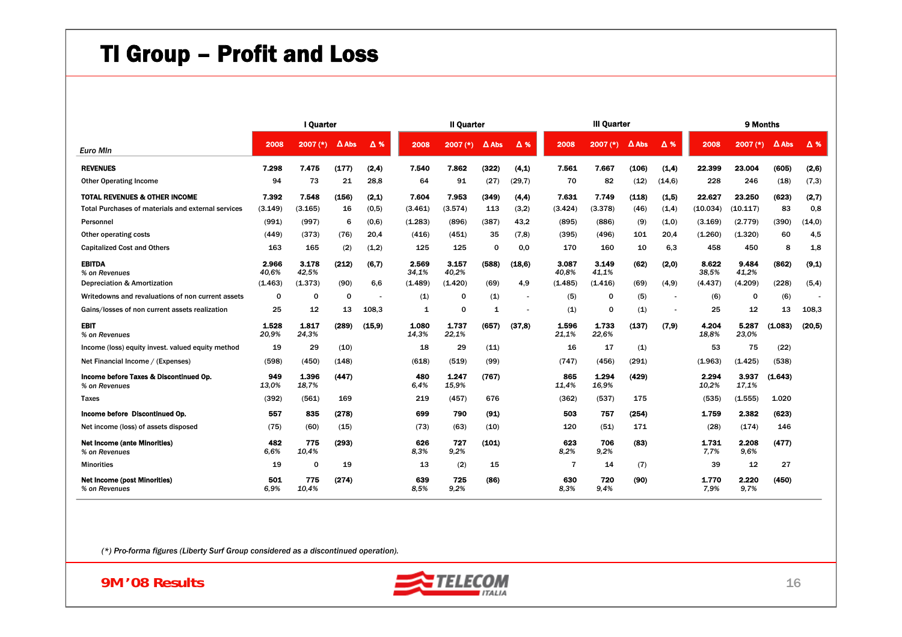# TI Group – Profit and Loss

| Euro Mln | I Quarter | | | | II Quarter | | | | III Quarter | | | | 9 Months | | | |
|---|---|---|---|---|---|---|---|---|---|---|---|---|---|---|---|---|
| | 2008 | 2007 (*) | Δ Abs | Δ % | 2008 | 2007 (*) | Δ Abs | Δ % | 2008 | 2007 (*) | Δ Abs | Δ % | 2008 | 2007 (*) | Δ Abs | Δ % |
| **REVENUES** | **7.298** | **7.475** | **(177)** | **(2,4)** | **7.540** | **7.862** | **(322)** | **(4,1)** | **7.561** | **7.667** | **(106)** | **(1,4)** | **22.399** | **23.004** | **(605)** | **(2,6)** |
| Other Operating Income | 94 | 73 | 21 | 28,8 | 64 | 91 | (27) | (29,7) | 70 | 82 | (12) | (14,6) | 228 | 246 | (18) | (7,3) |
| **TOTAL REVENUES & OTHER INCOME** | **7.392** | **7.548** | **(156)** | **(2,1)** | **7.604** | **7.953** | **(349)** | **(4,4)** | **7.631** | **7.749** | **(118)** | **(1,5)** | **22.627** | **23.250** | **(623)** | **(2,7)** |
| Total Purchases of materials and external services | (3.149) | (3.165) | 16 | (0,5) | (3.461) | (3.574) | 113 | (3,2) | (3.424) | (3.378) | (46) | (1,4) | (10.034) | (10.117) | 83 | 0,8 |
| Personnel | (991) | (997) | 6 | (0,6) | (1.283) | (896) | (387) | 43,2 | (895) | (886) | (9) | (1,0) | (3.169) | (2.779) | (390) | (14,0) |
| Other operating costs | (449) | (373) | (76) | 20,4 | (416) | (451) | 35 | (7,8) | (395) | (496) | 101 | 20,4 | (1.260) | (1.320) | 60 | 4,5 |
| Capitalized Cost and Others | 163 | 165 | (2) | (1,2) | 125 | 125 | 0 | 0,0 | 170 | 160 | 10 | 6,3 | 458 | 450 | 8 | 1,8 |
| **EBITDA** | **2.966** | **3.178** | **(212)** | **(6,7)** | **2.569** | **3.157** | **(588)** | **(18,6)** | **3.087** | **3.149** | **(62)** | **(2,0)** | **8.622** | **9.484** | **(862)** | **(9,1)** |
| *% on Revenues* | *40,6%* | *42,5%* | | | *34,1%* | *40,2%* | | | *40,8%* | *41,1%* | | | *38,5%* | *41,2%* | | |
| Depreciation & Amortization | (1.463) | (1.373) | (90) | 6,6 | (1.489) | (1.420) | (69) | 4,9 | (1.485) | (1.416) | (69) | (4,9) | (4.437) | (4.209) | (228) | (5,4) |
| Writedowns and revaluations of non current assets | 0 | 0 | 0 | - | (1) | 0 | (1) | - | (5) | 0 | (5) | - | (6) | 0 | (6) | - |
| Gains/losses of non current assets realization | 25 | 12 | 13 | 108,3 | 1 | 0 | 1 | - | (1) | 0 | (1) | - | 25 | 12 | 13 | 108,3 |
| **EBIT** | **1.528** | **1.817** | **(289)** | **(15,9)** | **1.080** | **1.737** | **(657)** | **(37,8)** | **1.596** | **1.733** | **(137)** | **(7,9)** | **4.204** | **5.287** | **(1.083)** | **(20,5)** |
| *% on Revenues* | *20,9%* | *24,3%* | | | *14,3%* | *22,1%* | | | *21,1%* | *22,6%* | | | *18,8%* | *23,0%* | | |
| Income (loss) equity invest. valued equity method | 19 | 29 | (10) | | 18 | 29 | (11) | | 16 | 17 | (1) | | 53 | 75 | (22) | |
| Net Financial Income / (Expenses) | (598) | (450) | (148) | | (618) | (519) | (99) | | (747) | (456) | (291) | | (1.963) | (1.425) | (538) | |
| **Income before Taxes & Discontinued Op.** | **949** | **1.396** | **(447)** | | **480** | **1.247** | **(767)** | | **865** | **1.294** | **(429)** | | **2.294** | **3.937** | **(1.643)** | |
| *% on Revenues* | *13,0%* | *18,7%* | | | *6,4%* | *15,9%* | | | *11,4%* | *16,9%* | | | *10,2%* | *17,1%* | | |
| Taxes | (392) | (561) | 169 | | 219 | (457) | 676 | | (362) | (537) | 175 | | (535) | (1.555) | 1.020 | |
| **Income before Discontinued Op.** | **557** | **835** | **(278)** | | **699** | **790** | **(91)** | | **503** | **757** | **(254)** | | **1.759** | **2.382** | **(623)** | |
| Net income (loss) of assets disposed | (75) | (60) | (15) | | (73) | (63) | (10) | | 120 | (51) | 171 | | (28) | (174) | 146 | |
| **Net Income (ante Minorities)** | **482** | **775** | **(293)** | | **626** | **727** | **(101)** | | **623** | **706** | **(83)** | | **1.731** | **2.208** | **(477)** | |
| *% on Revenues* | *6,6%* | *10,4%* | | | *8,3%* | *9,2%* | | | *8,2%* | *9,2%* | | | *7,7%* | *9,6%* | | |
| Minorities | 19 | 0 | 19 | | 13 | (2) | 15 | | 7 | 14 | (7) | | 39 | 12 | 27 | |
| **Net Income (post Minorities)** | **501** | **775** | **(274)** | | **639** | **725** | **(86)** | | **630** | **720** | **(90)** | | **1.770** | **2.220** | **(450)** | |
| *% on Revenues* | *6,9%* | *10,4%* | | | *8,5%* | *9,2%* | | | *8,3%* | *9,4%* | | | *7,9%* | *9,7%* | | |

*(\*) Pro-forma figures (Liberty Surf Group considered as a discontinued operation).*

**9M'08 Results**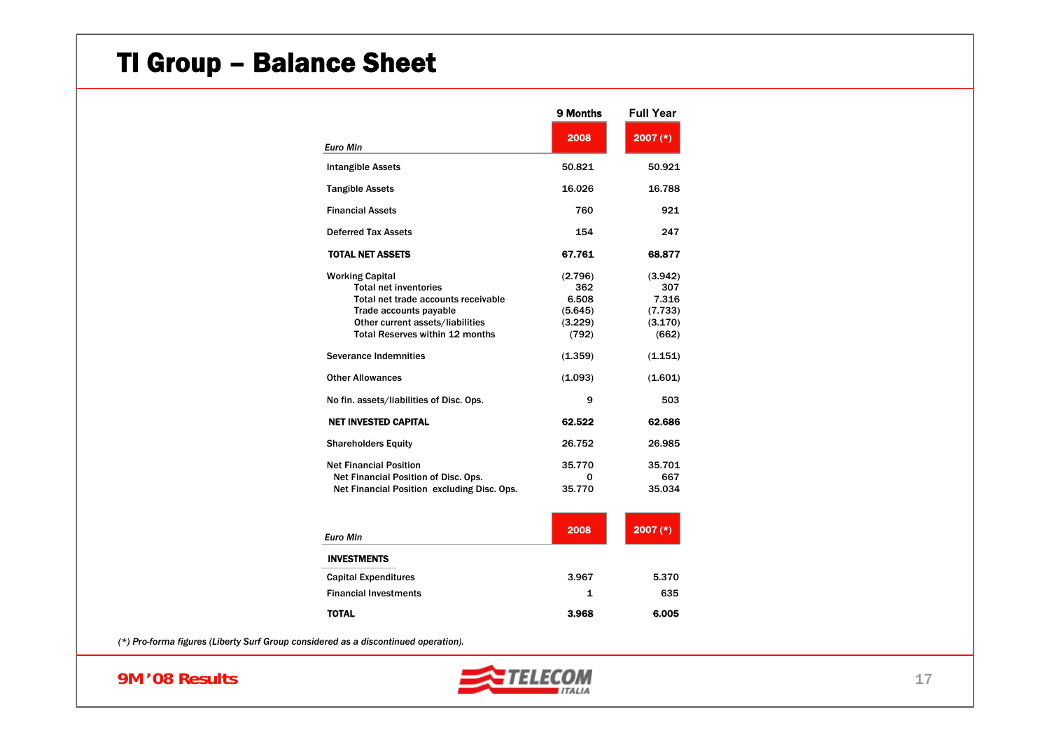# TI Group – Balance Sheet

| *Euro Mln* | 9 Months 2008 | Full Year 2007 (*) |
|---|---|---|
| Intangible Assets | 50.821 | 50.921 |
| Tangible Assets | 16.026 | 16.788 |
| Financial Assets | 760 | 921 |
| Deferred Tax Assets | 154 | 247 |
| **TOTAL NET ASSETS** | **67.761** | **68.877** |
| Working Capital | (2.796) | (3.942) |
| Total net inventories | 362 | 307 |
| Total net trade accounts receivable | 6.508 | 7.316 |
| Trade accounts payable | (5.645) | (7.733) |
| Other current assets/liabilities | (3.229) | (3.170) |
| Total Reserves within 12 months | (792) | (662) |
| Severance Indemnities | (1.359) | (1.151) |
| Other Allowances | (1.093) | (1.601) |
| No fin. assets/liabilities of Disc. Ops. | 9 | 503 |
| **NET INVESTED CAPITAL** | **62.522** | **62.686** |
| Shareholders Equity | 26.752 | 26.985 |
| Net Financial Position | 35.770 | 35.701 |
| Net Financial Position of Disc. Ops. | 0 | 667 |
| Net Financial Position excluding Disc. Ops. | 35.770 | 35.034 |

| *Euro Mln* | 2008 | 2007 (*) |
|---|---|---|
| **INVESTMENTS** | | |
| Capital Expenditures | 3.967 | 5.370 |
| Financial Investments | 1 | 635 |
| **TOTAL** | **3.968** | **6.005** |

*(*) Pro-forma figures (Liberty Surf Group considered as a discontinued operation).*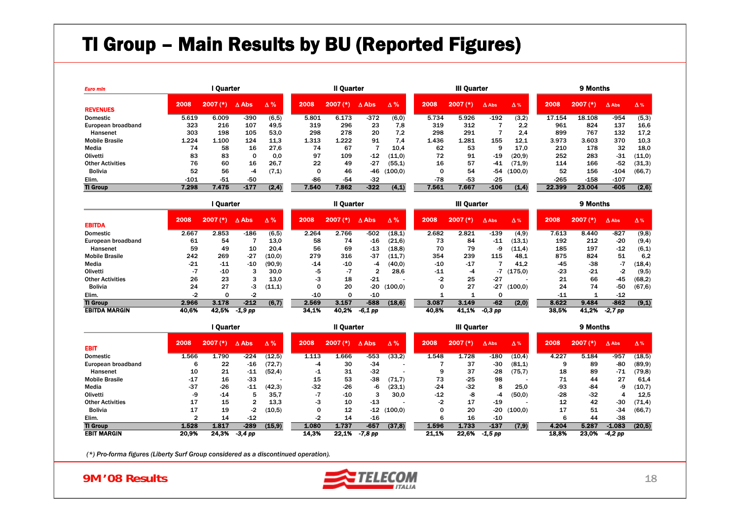# TI Group – Main Results by BU (Reported Figures)

| Euro mln | I Quarter | | | | II Quarter | | | | III Quarter | | | | 9 Months | | | |
|---|---|---|---|---|---|---|---|---|---|---|---|---|---|---|---|---|
| **REVENUES** | 2008 | 2007 (*) | Δ Abs | Δ % | 2008 | 2007 (*) | Δ Abs | Δ % | 2008 | 2007 (*) | Δ Abs | Δ % | 2008 | 2007 (*) | Δ Abs | Δ % |
| Domestic | 5.619 | 6.009 | -390 | (6,5) | 5.801 | 6.173 | -372 | (6,0) | 5.734 | 5.926 | -192 | (3,2) | 17.154 | 18.108 | -954 | (5,3) |
| European broadband | 323 | 216 | 107 | 49,5 | 319 | 296 | 23 | 7,8 | 319 | 312 | 7 | 2,2 | 961 | 824 | 137 | 16,6 |
| Hansenet | 303 | 198 | 105 | 53,0 | 298 | 278 | 20 | 7,2 | 298 | 291 | 7 | 2,4 | 899 | 767 | 132 | 17,2 |
| Mobile Brasile | 1.224 | 1.100 | 124 | 11,3 | 1.313 | 1.222 | 91 | 7,4 | 1.436 | 1.281 | 155 | 12,1 | 3.973 | 3.603 | 370 | 10,3 |
| Media | 74 | 58 | 16 | 27,6 | 74 | 67 | 7 | 10,4 | 62 | 53 | 9 | 17,0 | 210 | 178 | 32 | 18,0 |
| Olivetti | 83 | 83 | 0 | 0,0 | 97 | 109 | -12 | (11,0) | 72 | 91 | -19 | (20,9) | 252 | 283 | -31 | (11,0) |
| Other Activities | 76 | 60 | 16 | 26,7 | 22 | 49 | -27 | (55,1) | 16 | 57 | -41 | (71,9) | 114 | 166 | -52 | (31,3) |
| Bolivia | 52 | 56 | -4 | (7,1) | 0 | 46 | -46 | (100,0) | 0 | 54 | -54 | (100,0) | 52 | 156 | -104 | (66,7) |
| Elim. | -101 | -51 | -50 | | -86 | -54 | -32 | | -78 | -53 | -25 | | -265 | -158 | -107 | |
| **TI Group** | **7.298** | **7.475** | **-177** | **(2,4)** | **7.540** | **7.862** | **-322** | **(4,1)** | **7.561** | **7.667** | **-106** | **(1,4)** | **22.399** | **23.004** | **-605** | **(2,6)** |

| | I Quarter | | | | II Quarter | | | | III Quarter | | | | 9 Months | | | |
|---|---|---|---|---|---|---|---|---|---|---|---|---|---|---|---|---|
| **EBITDA** | 2008 | 2007 (*) | Δ Abs | Δ % | 2008 | 2007 (*) | Δ Abs | Δ % | 2008 | 2007 (*) | Δ Abs | Δ % | 2008 | 2007 (*) | Δ Abs | Δ % |
| Domestic | 2.667 | 2.853 | -186 | (6,5) | 2.264 | 2.766 | -502 | (18,1) | 2.682 | 2.821 | -139 | (4,9) | 7.613 | 8.440 | -827 | (9,8) |
| European broadband | 61 | 54 | 7 | 13,0 | 58 | 74 | -16 | (21,6) | 73 | 84 | -11 | (13,1) | 192 | 212 | -20 | (9,4) |
| Hansenet | 59 | 49 | 10 | 20,4 | 56 | 69 | -13 | (18,8) | 70 | 79 | -9 | (11,4) | 185 | 197 | -12 | (6,1) |
| Mobile Brasile | 242 | 269 | -27 | (10,0) | 279 | 316 | -37 | (11,7) | 354 | 239 | 115 | 48,1 | 875 | 824 | 51 | 6,2 |
| Media | -21 | -11 | -10 | (90,9) | -14 | -10 | -4 | (40,0) | -10 | -17 | 7 | 41,2 | -45 | -38 | -7 | (18,4) |
| Olivetti | -7 | -10 | 3 | 30,0 | -5 | -7 | 2 | 28,6 | -11 | -4 | -7 | (175,0) | -23 | -21 | -2 | (9,5) |
| Other Activities | 26 | 23 | 3 | 13,0 | -3 | 18 | -21 | - | -2 | 25 | -27 | - | 21 | 66 | -45 | (68,2) |
| Bolivia | 24 | 27 | -3 | (11,1) | 0 | 20 | -20 | (100,0) | 0 | 27 | -27 | (100,0) | 24 | 74 | -50 | (67,6) |
| Elim. | -2 | 0 | -2 | | -10 | 0 | -10 | | 1 | 1 | 0 | | -11 | 1 | -12 | |
| **TI Group** | **2.966** | **3.178** | **-212** | **(6,7)** | **2.569** | **3.157** | **-588** | **(18,6)** | **3.087** | **3.149** | **-62** | **(2,0)** | **8.622** | **9.484** | **-862** | **(9,1)** |
| **EBITDA MARGIN** | **40,6%** | **42,5%** | ***-1,9 pp*** | | **34,1%** | **40,2%** | ***-6,1 pp*** | | **40,8%** | **41,1%** | ***-0,3 pp*** | | **38,5%** | **41,2%** | ***-2,7 pp*** | |

| | I Quarter | | | | II Quarter | | | | III Quarter | | | | 9 Months | | | |
|---|---|---|---|---|---|---|---|---|---|---|---|---|---|---|---|---|
| **EBIT** | 2008 | 2007 (*) | Δ Abs | Δ % | 2008 | 2007 (*) | Δ Abs | Δ % | 2008 | 2007 (*) | Δ Abs | Δ % | 2008 | 2007 (*) | Δ Abs | Δ % |
| Domestic | 1.566 | 1.790 | -224 | (12,5) | 1.113 | 1.666 | -553 | (33,2) | 1.548 | 1.728 | -180 | (10,4) | 4.227 | 5.184 | -957 | (18,5) |
| European broadband | 6 | 22 | -16 | (72,7) | -4 | 30 | -34 | - | 7 | 37 | -30 | (81,1) | 9 | 89 | -80 | (89,9) |
| Hansenet | 10 | 21 | -11 | (52,4) | -1 | 31 | -32 | - | 9 | 37 | -28 | (75,7) | 18 | 89 | -71 | (79,8) |
| Mobile Brasile | -17 | 16 | -33 | - | 15 | 53 | -38 | (71,7) | 73 | -25 | 98 | - | 71 | 44 | 27 | 61,4 |
| Media | -37 | -26 | -11 | (42,3) | -32 | -26 | -6 | (23,1) | -24 | -32 | 8 | 25,0 | -93 | -84 | -9 | (10,7) |
| Olivetti | -9 | -14 | 5 | 35,7 | -7 | -10 | 3 | 30,0 | -12 | -8 | -4 | (50,0) | -28 | -32 | 4 | 12,5 |
| Other Activities | 17 | 15 | 2 | 13,3 | -3 | 10 | -13 | - | -2 | 17 | -19 | - | 12 | 42 | -30 | (71,4) |
| Bolivia | 17 | 19 | -2 | (10,5) | 0 | 12 | -12 | (100,0) | 0 | 20 | -20 | (100,0) | 17 | 51 | -34 | (66,7) |
| Elim. | 2 | 14 | -12 | | -2 | 14 | -16 | | 6 | 16 | -10 | | 6 | 44 | -38 | |
| **TI Group** | **1.528** | **1.817** | **-289** | **(15,9)** | **1.080** | **1.737** | **-657** | **(37,8)** | **1.596** | **1.733** | **-137** | **(7,9)** | **4.204** | **5.287** | **-1.083** | **(20,5)** |
| **EBIT MARGIN** | **20,9%** | **24,3%** | ***-3,4 pp*** | | **14,3%** | **22,1%** | ***-7,8 pp*** | | **21,1%** | **22,6%** | ***-1,5 pp*** | | **18,8%** | **23,0%** | ***-4,2 pp*** | |

*(\*) Pro-forma figures (Liberty Surf Group considered as a discontinued operation).*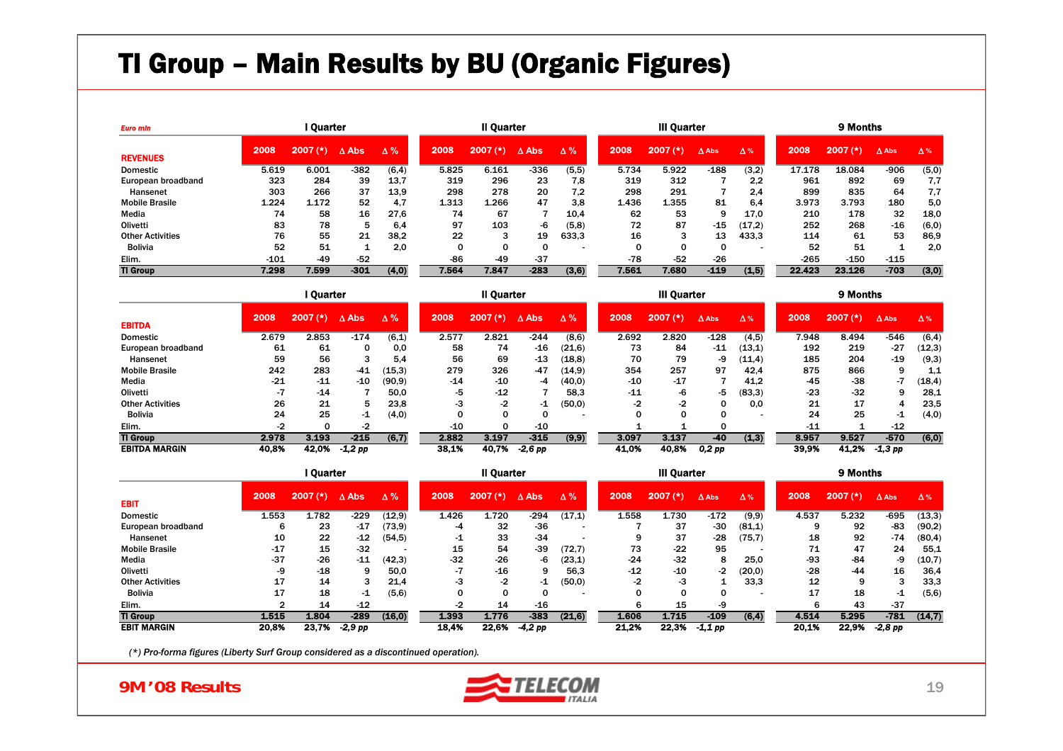# TI Group – Main Results by BU (Organic Figures)

| Euro mln | I Quarter | | | | II Quarter | | | | III Quarter | | | | 9 Months | | | |
|---|---|---|---|---|---|---|---|---|---|---|---|---|---|---|---|---|
| REVENUES | 2008 | 2007 (*) | Δ Abs | Δ % | 2008 | 2007 (*) | Δ Abs | Δ % | 2008 | 2007 (*) | Δ Abs | Δ % | 2008 | 2007 (*) | Δ Abs | Δ % |
| Domestic | 5.619 | 6.001 | -382 | (6,4) | 5.825 | 6.161 | -336 | (5,5) | 5.734 | 5.922 | -188 | (3,2) | 17.178 | 18.084 | -906 | (5,0) |
| European broadband | 323 | 284 | 39 | 13,7 | 319 | 296 | 23 | 7,8 | 319 | 312 | 7 | 2,2 | 961 | 892 | 69 | 7,7 |
| Hansenet | 303 | 266 | 37 | 13,9 | 298 | 278 | 20 | 7,2 | 298 | 291 | 7 | 2,4 | 899 | 835 | 64 | 7,7 |
| Mobile Brasile | 1.224 | 1.172 | 52 | 4,7 | 1.313 | 1.266 | 47 | 3,8 | 1.436 | 1.355 | 81 | 6,4 | 3.973 | 3.793 | 180 | 5,0 |
| Media | 74 | 58 | 16 | 27,6 | 74 | 67 | 7 | 10,4 | 62 | 53 | 9 | 17,0 | 210 | 178 | 32 | 18,0 |
| Olivetti | 83 | 78 | 5 | 6,4 | 97 | 103 | -6 | (5,8) | 72 | 87 | -15 | (17,2) | 252 | 268 | -16 | (6,0) |
| Other Activities | 76 | 55 | 21 | 38,2 | 22 | 3 | 19 | 633,3 | 16 | 3 | 13 | 433,3 | 114 | 61 | 53 | 86,9 |
| Bolivia | 52 | 51 | 1 | 2,0 | 0 | 0 | 0 | - | 0 | 0 | 0 | - | 52 | 51 | 1 | 2,0 |
| Elim. | -101 | -49 | -52 | | -86 | -49 | -37 | | -78 | -52 | -26 | | -265 | -150 | -115 | |
| **TI Group** | **7.298** | **7.599** | **-301** | **(4,0)** | **7.564** | **7.847** | **-283** | **(3,6)** | **7.561** | **7.680** | **-119** | **(1,5)** | **22.423** | **23.126** | **-703** | **(3,0)** |

| | I Quarter | | | | II Quarter | | | | III Quarter | | | | 9 Months | | | |
|---|---|---|---|---|---|---|---|---|---|---|---|---|---|---|---|---|
| EBITDA | 2008 | 2007 (*) | Δ Abs | Δ % | 2008 | 2007 (*) | Δ Abs | Δ % | 2008 | 2007 (*) | Δ Abs | Δ % | 2008 | 2007 (*) | Δ Abs | Δ % |
| Domestic | 2.679 | 2.853 | -174 | (6,1) | 2.577 | 2.821 | -244 | (8,6) | 2.692 | 2.820 | -128 | (4,5) | 7.948 | 8.494 | -546 | (6,4) |
| European broadband | 61 | 61 | 0 | 0,0 | 58 | 74 | -16 | (21,6) | 73 | 84 | -11 | (13,1) | 192 | 219 | -27 | (12,3) |
| Hansenet | 59 | 56 | 3 | 5,4 | 56 | 69 | -13 | (18,8) | 70 | 79 | -9 | (11,4) | 185 | 204 | -19 | (9,3) |
| Mobile Brasile | 242 | 283 | -41 | (15,3) | 279 | 326 | -47 | (14,9) | 354 | 257 | 97 | 42,4 | 875 | 866 | 9 | 1,1 |
| Media | -21 | -11 | -10 | (90,9) | -14 | -10 | -4 | (40,0) | -10 | -17 | 7 | 41,2 | -45 | -38 | -7 | (18,4) |
| Olivetti | -7 | -14 | 7 | 50,0 | -5 | -12 | 7 | 58,3 | -11 | -6 | -5 | (83,3) | -23 | -32 | 9 | 28,1 |
| Other Activities | 26 | 21 | 5 | 23,8 | -3 | -2 | -1 | (50,0) | -2 | -2 | 0 | 0,0 | 21 | 17 | 4 | 23,5 |
| Bolivia | 24 | 25 | -1 | (4,0) | 0 | 0 | 0 | - | 0 | 0 | 0 | - | 24 | 25 | -1 | (4,0) |
| Elim. | -2 | 0 | -2 | | -10 | 0 | -10 | | 1 | 1 | 0 | | -11 | 1 | -12 | |
| **TI Group** | **2.978** | **3.193** | **-215** | **(6,7)** | **2.882** | **3.197** | **-315** | **(9,9)** | **3.097** | **3.137** | **-40** | **(1,3)** | **8.957** | **9.527** | **-570** | **(6,0)** |
| **EBITDA MARGIN** | 40,8% | 42,0% | *-1,2 pp* | | 38,1% | 40,7% | *-2,6 pp* | | 41,0% | 40,8% | *0,2 pp* | | 39,9% | 41,2% | *-1,3 pp* | |

| | I Quarter | | | | II Quarter | | | | III Quarter | | | | 9 Months | | | |
|---|---|---|---|---|---|---|---|---|---|---|---|---|---|---|---|---|
| EBIT | 2008 | 2007 (*) | Δ Abs | Δ % | 2008 | 2007 (*) | Δ Abs | Δ % | 2008 | 2007 (*) | Δ Abs | Δ % | 2008 | 2007 (*) | Δ Abs | Δ % |
| Domestic | 1.553 | 1.782 | -229 | (12,9) | 1.426 | 1.720 | -294 | (17,1) | 1.558 | 1.730 | -172 | (9,9) | 4.537 | 5.232 | -695 | (13,3) |
| European broadband | 6 | 23 | -17 | (73,9) | -4 | 32 | -36 | - | 7 | 37 | -30 | (81,1) | 9 | 92 | -83 | (90,2) |
| Hansenet | 10 | 22 | -12 | (54,5) | -1 | 33 | -34 | - | 9 | 37 | -28 | (75,7) | 18 | 92 | -74 | (80,4) |
| Mobile Brasile | -17 | 15 | -32 | - | 15 | 54 | -39 | (72,7) | 73 | -22 | 95 | - | 71 | 47 | 24 | 55,1 |
| Media | -37 | -26 | -11 | (42,3) | -32 | -26 | -6 | (23,1) | -24 | -32 | 8 | 25,0 | -93 | -84 | -9 | (10,7) |
| Olivetti | -9 | -18 | 9 | 50,0 | -7 | -16 | 9 | 56,3 | -12 | -10 | -2 | (20,0) | -28 | -44 | 16 | 36,4 |
| Other Activities | 17 | 14 | 3 | 21,4 | -3 | -2 | -1 | (50,0) | -2 | -3 | 1 | 33,3 | 12 | 9 | 3 | 33,3 |
| Bolivia | 17 | 18 | -1 | (5,6) | 0 | 0 | 0 | - | 0 | 0 | 0 | - | 17 | 18 | -1 | (5,6) |
| Elim. | 2 | 14 | -12 | | -2 | 14 | -16 | | 6 | 15 | -9 | | 6 | 43 | -37 | |
| **TI Group** | **1.515** | **1.804** | **-289** | **(16,0)** | **1.393** | **1.776** | **-383** | **(21,6)** | **1.606** | **1.715** | **-109** | **(6,4)** | **4.514** | **5.295** | **-781** | **(14,7)** |
| **EBIT MARGIN** | 20,8% | 23,7% | *-2,9 pp* | | 18,4% | 22,6% | *-4,2 pp* | | 21,2% | 22,3% | *-1,1 pp* | | 20,1% | 22,9% | *-2,8 pp* | |

*(*) Pro-forma figures (Liberty Surf Group considered as a discontinued operation).*